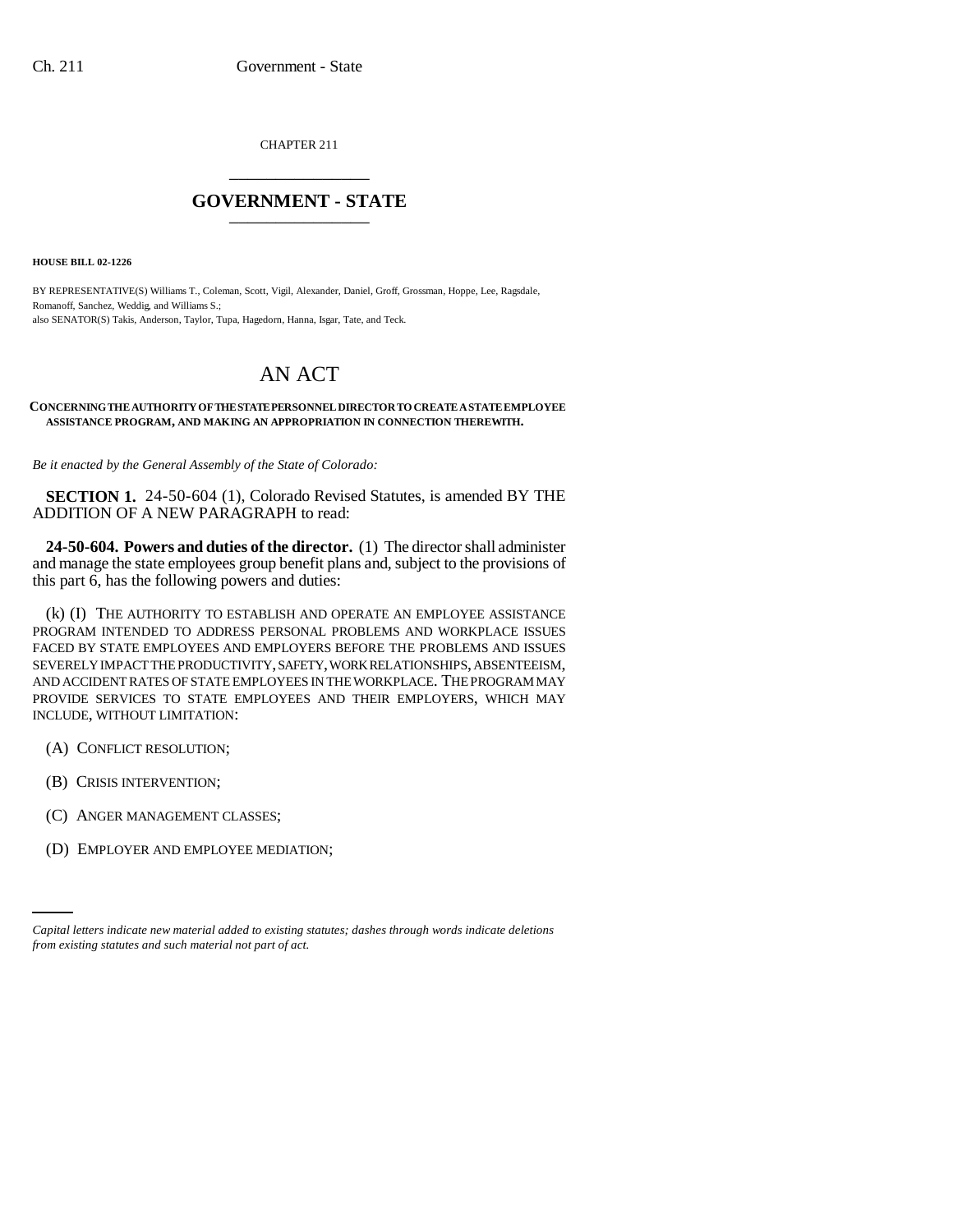CHAPTER 211

# GOVERNMENT - STATE

**HOUSE BILL 02-1226**

BY REPRESENTATIVE(S) Williams T., Coleman, Scott, Vigil, Alexander, Daniel, Groff, Grossman, Hoppe, Lee, Ragsdale, Romanoff, Sanchez, Weddig, and Williams S.;
also SENATOR(S) Takis, Anderson, Taylor, Tupa, Hagedorn, Hanna, Isgar, Tate, and Teck.

# AN ACT

**CONCERNING THE AUTHORITY OF THE STATE PERSONNEL DIRECTOR TO CREATE A STATE EMPLOYEE ASSISTANCE PROGRAM, AND MAKING AN APPROPRIATION IN CONNECTION THEREWITH.**

*Be it enacted by the General Assembly of the State of Colorado:*

**SECTION 1.** 24-50-604 (1), Colorado Revised Statutes, is amended BY THE ADDITION OF A NEW PARAGRAPH to read:

**24-50-604. Powers and duties of the director.** (1) The director shall administer and manage the state employees group benefit plans and, subject to the provisions of this part 6, has the following powers and duties:

(k) (I) THE AUTHORITY TO ESTABLISH AND OPERATE AN EMPLOYEE ASSISTANCE PROGRAM INTENDED TO ADDRESS PERSONAL PROBLEMS AND WORKPLACE ISSUES FACED BY STATE EMPLOYEES AND EMPLOYERS BEFORE THE PROBLEMS AND ISSUES SEVERELY IMPACT THE PRODUCTIVITY, SAFETY, WORK RELATIONSHIPS, ABSENTEEISM, AND ACCIDENT RATES OF STATE EMPLOYEES IN THE WORKPLACE. THE PROGRAM MAY PROVIDE SERVICES TO STATE EMPLOYEES AND THEIR EMPLOYERS, WHICH MAY INCLUDE, WITHOUT LIMITATION:

(A) CONFLICT RESOLUTION;

(B) CRISIS INTERVENTION;

(C) ANGER MANAGEMENT CLASSES;

(D) EMPLOYER AND EMPLOYEE MEDIATION;

*Capital letters indicate new material added to existing statutes; dashes through words indicate deletions from existing statutes and such material not part of act.*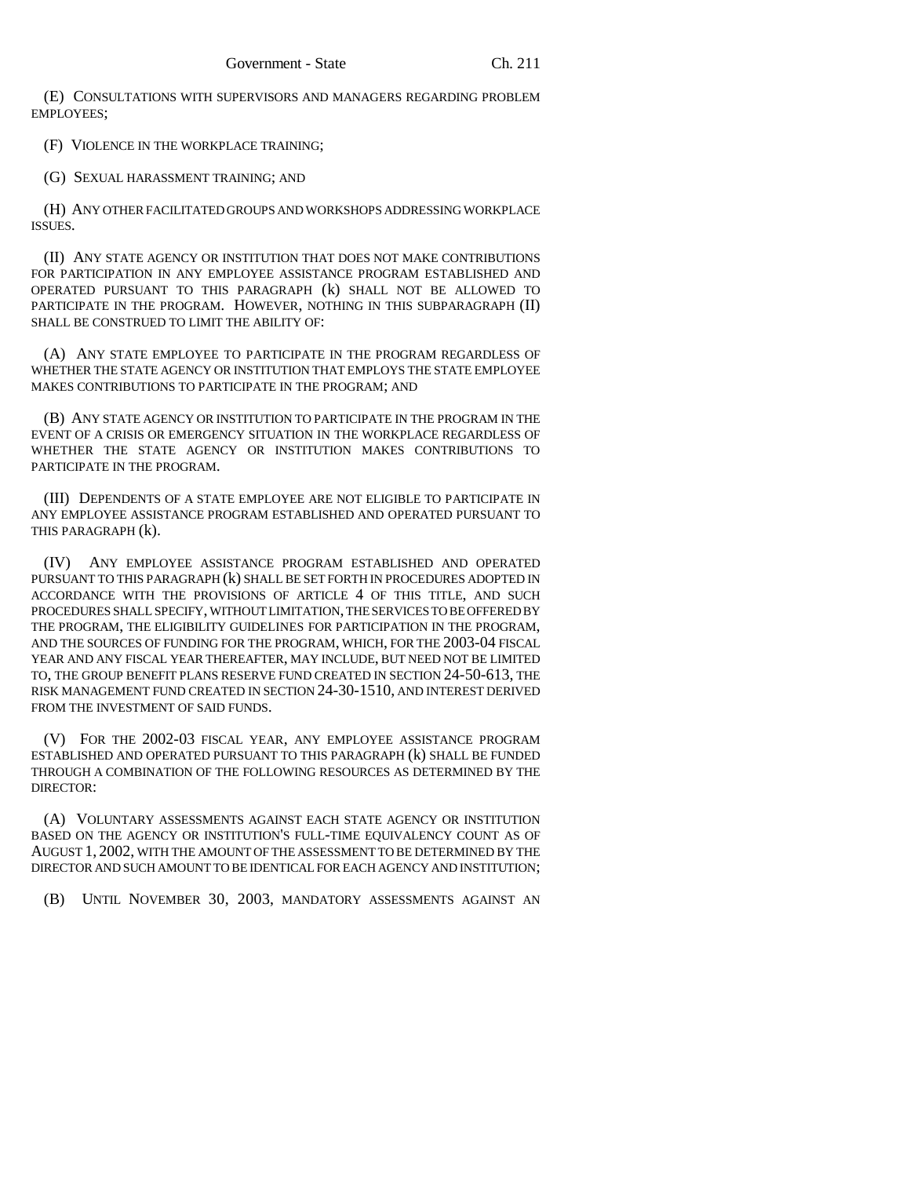(E) CONSULTATIONS WITH SUPERVISORS AND MANAGERS REGARDING PROBLEM EMPLOYEES;

(F) VIOLENCE IN THE WORKPLACE TRAINING;

(G) SEXUAL HARASSMENT TRAINING; AND

(H) ANY OTHER FACILITATED GROUPS AND WORKSHOPS ADDRESSING WORKPLACE ISSUES.

(II) ANY STATE AGENCY OR INSTITUTION THAT DOES NOT MAKE CONTRIBUTIONS FOR PARTICIPATION IN ANY EMPLOYEE ASSISTANCE PROGRAM ESTABLISHED AND OPERATED PURSUANT TO THIS PARAGRAPH (k) SHALL NOT BE ALLOWED TO PARTICIPATE IN THE PROGRAM. HOWEVER, NOTHING IN THIS SUBPARAGRAPH (II) SHALL BE CONSTRUED TO LIMIT THE ABILITY OF:

(A) ANY STATE EMPLOYEE TO PARTICIPATE IN THE PROGRAM REGARDLESS OF WHETHER THE STATE AGENCY OR INSTITUTION THAT EMPLOYS THE STATE EMPLOYEE MAKES CONTRIBUTIONS TO PARTICIPATE IN THE PROGRAM; AND

(B) ANY STATE AGENCY OR INSTITUTION TO PARTICIPATE IN THE PROGRAM IN THE EVENT OF A CRISIS OR EMERGENCY SITUATION IN THE WORKPLACE REGARDLESS OF WHETHER THE STATE AGENCY OR INSTITUTION MAKES CONTRIBUTIONS TO PARTICIPATE IN THE PROGRAM.

(III) DEPENDENTS OF A STATE EMPLOYEE ARE NOT ELIGIBLE TO PARTICIPATE IN ANY EMPLOYEE ASSISTANCE PROGRAM ESTABLISHED AND OPERATED PURSUANT TO THIS PARAGRAPH (k).

(IV) ANY EMPLOYEE ASSISTANCE PROGRAM ESTABLISHED AND OPERATED PURSUANT TO THIS PARAGRAPH (k) SHALL BE SET FORTH IN PROCEDURES ADOPTED IN ACCORDANCE WITH THE PROVISIONS OF ARTICLE 4 OF THIS TITLE, AND SUCH PROCEDURES SHALL SPECIFY, WITHOUT LIMITATION, THE SERVICES TO BE OFFERED BY THE PROGRAM, THE ELIGIBILITY GUIDELINES FOR PARTICIPATION IN THE PROGRAM, AND THE SOURCES OF FUNDING FOR THE PROGRAM, WHICH, FOR THE 2003-04 FISCAL YEAR AND ANY FISCAL YEAR THEREAFTER, MAY INCLUDE, BUT NEED NOT BE LIMITED TO, THE GROUP BENEFIT PLANS RESERVE FUND CREATED IN SECTION 24-50-613, THE RISK MANAGEMENT FUND CREATED IN SECTION 24-30-1510, AND INTEREST DERIVED FROM THE INVESTMENT OF SAID FUNDS.

(V) FOR THE 2002-03 FISCAL YEAR, ANY EMPLOYEE ASSISTANCE PROGRAM ESTABLISHED AND OPERATED PURSUANT TO THIS PARAGRAPH (k) SHALL BE FUNDED THROUGH A COMBINATION OF THE FOLLOWING RESOURCES AS DETERMINED BY THE DIRECTOR:

(A) VOLUNTARY ASSESSMENTS AGAINST EACH STATE AGENCY OR INSTITUTION BASED ON THE AGENCY OR INSTITUTION'S FULL-TIME EQUIVALENCY COUNT AS OF AUGUST 1, 2002, WITH THE AMOUNT OF THE ASSESSMENT TO BE DETERMINED BY THE DIRECTOR AND SUCH AMOUNT TO BE IDENTICAL FOR EACH AGENCY AND INSTITUTION;

(B) UNTIL NOVEMBER 30, 2003, MANDATORY ASSESSMENTS AGAINST AN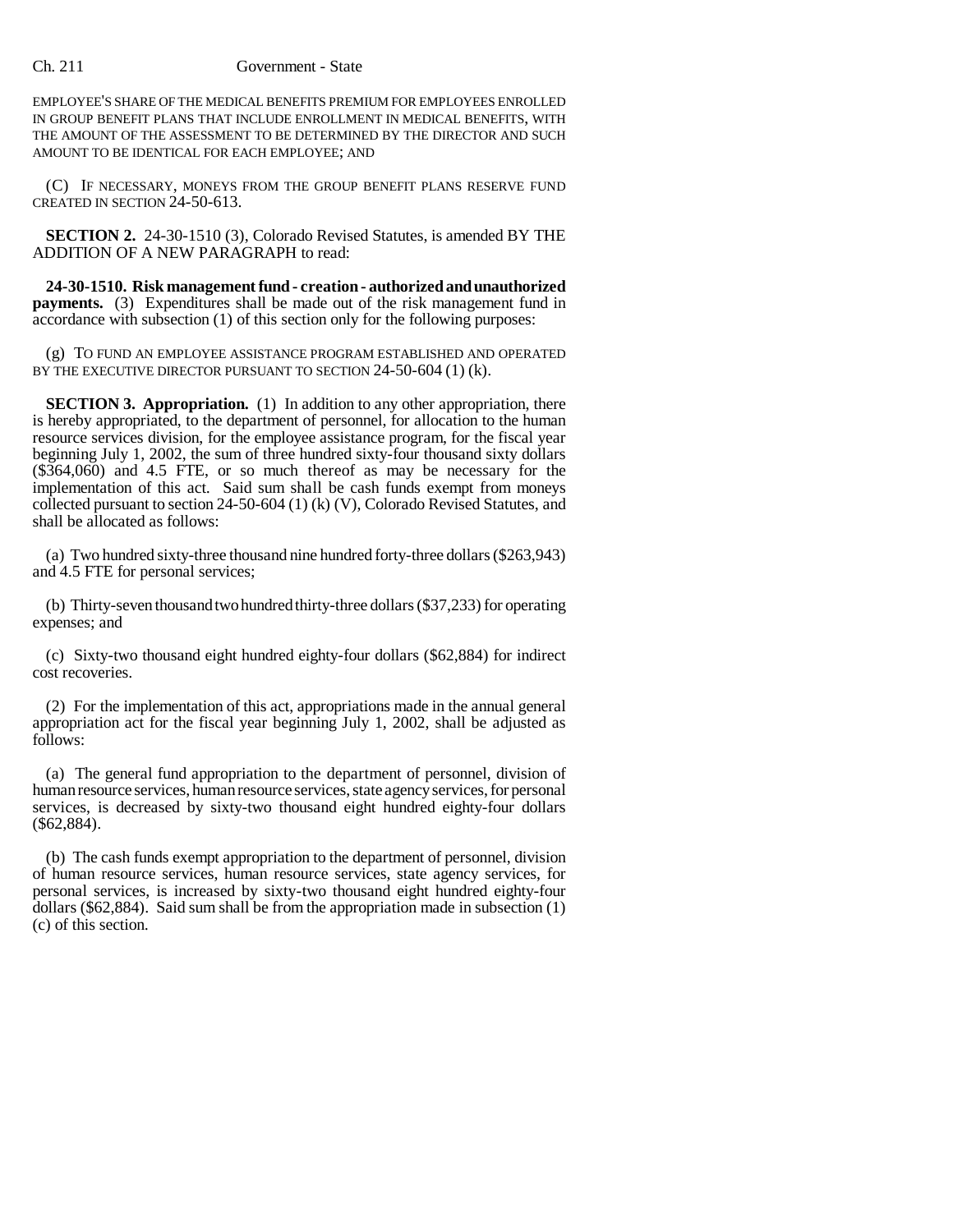EMPLOYEE'S SHARE OF THE MEDICAL BENEFITS PREMIUM FOR EMPLOYEES ENROLLED IN GROUP BENEFIT PLANS THAT INCLUDE ENROLLMENT IN MEDICAL BENEFITS, WITH THE AMOUNT OF THE ASSESSMENT TO BE DETERMINED BY THE DIRECTOR AND SUCH AMOUNT TO BE IDENTICAL FOR EACH EMPLOYEE; AND

(C) IF NECESSARY, MONEYS FROM THE GROUP BENEFIT PLANS RESERVE FUND CREATED IN SECTION 24-50-613.

**SECTION 2.** 24-30-1510 (3), Colorado Revised Statutes, is amended BY THE ADDITION OF A NEW PARAGRAPH to read:

**24-30-1510. Risk management fund - creation - authorized and unauthorized payments.** (3) Expenditures shall be made out of the risk management fund in accordance with subsection (1) of this section only for the following purposes:

(g) TO FUND AN EMPLOYEE ASSISTANCE PROGRAM ESTABLISHED AND OPERATED BY THE EXECUTIVE DIRECTOR PURSUANT TO SECTION 24-50-604 (1) (k).

**SECTION 3. Appropriation.** (1) In addition to any other appropriation, there is hereby appropriated, to the department of personnel, for allocation to the human resource services division, for the employee assistance program, for the fiscal year beginning July 1, 2002, the sum of three hundred sixty-four thousand sixty dollars ($364,060) and 4.5 FTE, or so much thereof as may be necessary for the implementation of this act. Said sum shall be cash funds exempt from moneys collected pursuant to section 24-50-604 (1) (k) (V), Colorado Revised Statutes, and shall be allocated as follows:

(a) Two hundred sixty-three thousand nine hundred forty-three dollars ($263,943) and 4.5 FTE for personal services;

(b) Thirty-seven thousand two hundred thirty-three dollars ($37,233) for operating expenses; and

(c) Sixty-two thousand eight hundred eighty-four dollars ($62,884) for indirect cost recoveries.

(2) For the implementation of this act, appropriations made in the annual general appropriation act for the fiscal year beginning July 1, 2002, shall be adjusted as follows:

(a) The general fund appropriation to the department of personnel, division of human resource services, human resource services, state agency services, for personal services, is decreased by sixty-two thousand eight hundred eighty-four dollars ($62,884).

(b) The cash funds exempt appropriation to the department of personnel, division of human resource services, human resource services, state agency services, for personal services, is increased by sixty-two thousand eight hundred eighty-four dollars ($62,884). Said sum shall be from the appropriation made in subsection (1) (c) of this section.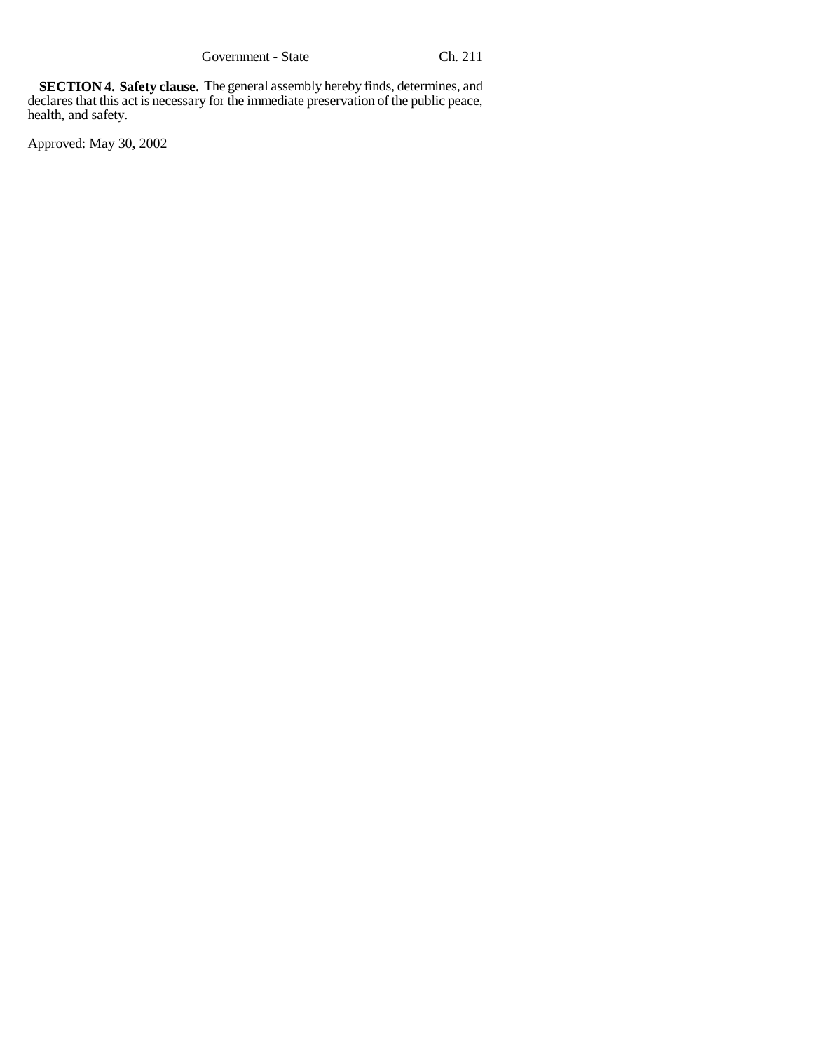**SECTION 4. Safety clause.** The general assembly hereby finds, determines, and declares that this act is necessary for the immediate preservation of the public peace, health, and safety.

Approved: May 30, 2002